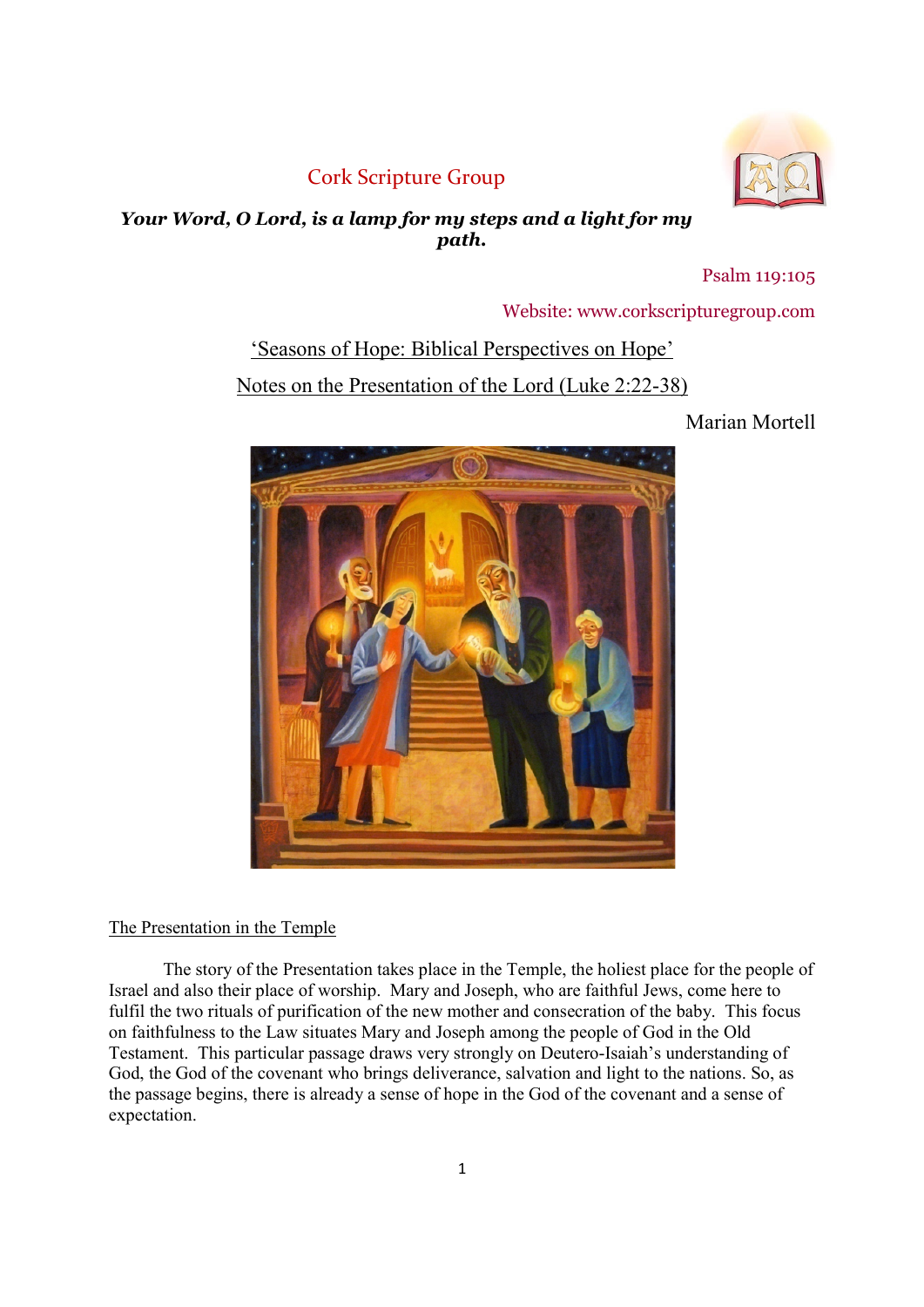# Cork Scripture Group

***Your Word, O Lord, is a lamp for my steps and a light for my path.***

Psalm 119:105

Website: www.corkscripturegroup.com

## 'Seasons of Hope: Biblical Perspectives on Hope'

## Notes on the Presentation of the Lord (Luke 2:22-38)

Marian Mortell

### The Presentation in the Temple

The story of the Presentation takes place in the Temple, the holiest place for the people of Israel and also their place of worship. Mary and Joseph, who are faithful Jews, come here to fulfil the two rituals of purification of the new mother and consecration of the baby. This focus on faithfulness to the Law situates Mary and Joseph among the people of God in the Old Testament. This particular passage draws very strongly on Deutero-Isaiah's understanding of God, the God of the covenant who brings deliverance, salvation and light to the nations. So, as the passage begins, there is already a sense of hope in the God of the covenant and a sense of expectation.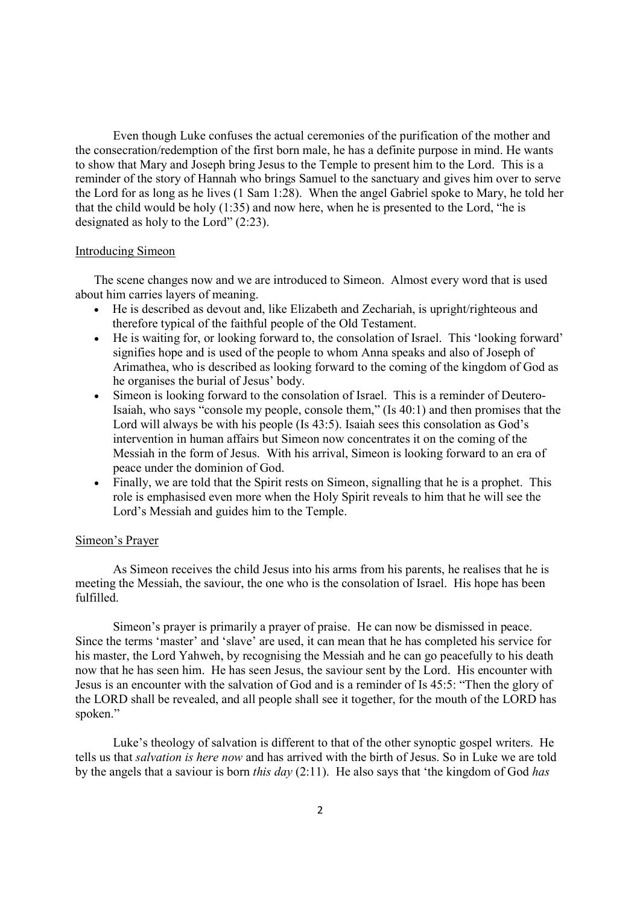Even though Luke confuses the actual ceremonies of the purification of the mother and the consecration/redemption of the first born male, he has a definite purpose in mind. He wants to show that Mary and Joseph bring Jesus to the Temple to present him to the Lord. This is a reminder of the story of Hannah who brings Samuel to the sanctuary and gives him over to serve the Lord for as long as he lives (1 Sam 1:28). When the angel Gabriel spoke to Mary, he told her that the child would be holy (1:35) and now here, when he is presented to the Lord, "he is designated as holy to the Lord" (2:23).

## Introducing Simeon

The scene changes now and we are introduced to Simeon. Almost every word that is used about him carries layers of meaning.

- He is described as devout and, like Elizabeth and Zechariah, is upright/righteous and therefore typical of the faithful people of the Old Testament.
- He is waiting for, or looking forward to, the consolation of Israel. This 'looking forward' signifies hope and is used of the people to whom Anna speaks and also of Joseph of Arimathea, who is described as looking forward to the coming of the kingdom of God as he organises the burial of Jesus' body.
- Simeon is looking forward to the consolation of Israel. This is a reminder of Deutero-Isaiah, who says "console my people, console them," (Is 40:1) and then promises that the Lord will always be with his people (Is 43:5). Isaiah sees this consolation as God's intervention in human affairs but Simeon now concentrates it on the coming of the Messiah in the form of Jesus. With his arrival, Simeon is looking forward to an era of peace under the dominion of God.
- Finally, we are told that the Spirit rests on Simeon, signalling that he is a prophet. This role is emphasised even more when the Holy Spirit reveals to him that he will see the Lord's Messiah and guides him to the Temple.

## Simeon's Prayer

As Simeon receives the child Jesus into his arms from his parents, he realises that he is meeting the Messiah, the saviour, the one who is the consolation of Israel. His hope has been fulfilled.

Simeon's prayer is primarily a prayer of praise. He can now be dismissed in peace. Since the terms 'master' and 'slave' are used, it can mean that he has completed his service for his master, the Lord Yahweh, by recognising the Messiah and he can go peacefully to his death now that he has seen him. He has seen Jesus, the saviour sent by the Lord. His encounter with Jesus is an encounter with the salvation of God and is a reminder of Is 45:5: "Then the glory of the LORD shall be revealed, and all people shall see it together, for the mouth of the LORD has spoken."

Luke's theology of salvation is different to that of the other synoptic gospel writers. He tells us that *salvation is here now* and has arrived with the birth of Jesus. So in Luke we are told by the angels that a saviour is born *this day* (2:11). He also says that 'the kingdom of God *has*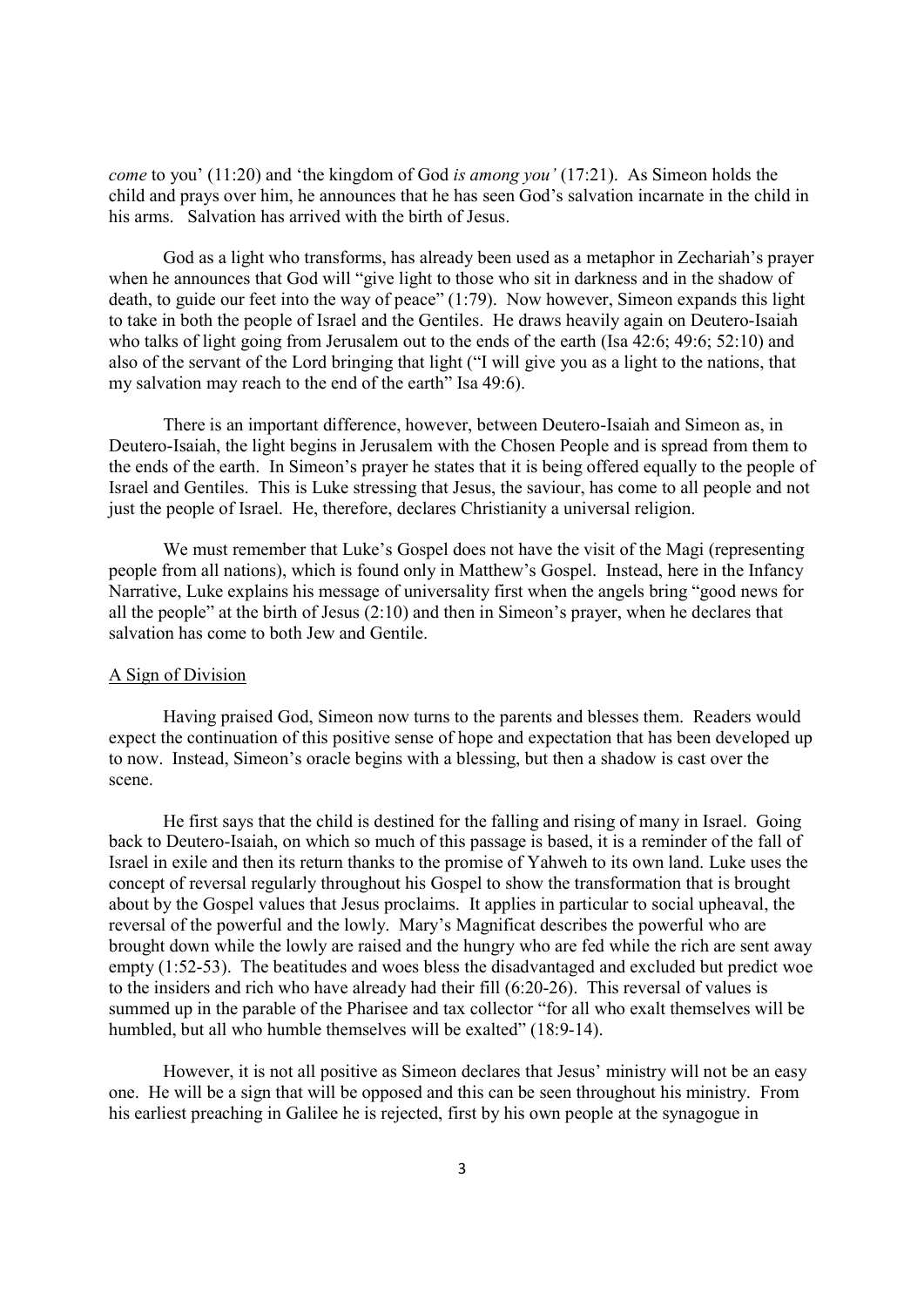*come* to you' (11:20) and 'the kingdom of God *is among you'* (17:21). As Simeon holds the child and prays over him, he announces that he has seen God's salvation incarnate in the child in his arms. Salvation has arrived with the birth of Jesus.

God as a light who transforms, has already been used as a metaphor in Zechariah's prayer when he announces that God will "give light to those who sit in darkness and in the shadow of death, to guide our feet into the way of peace" (1:79). Now however, Simeon expands this light to take in both the people of Israel and the Gentiles. He draws heavily again on Deutero-Isaiah who talks of light going from Jerusalem out to the ends of the earth (Isa 42:6; 49:6; 52:10) and also of the servant of the Lord bringing that light ("I will give you as a light to the nations, that my salvation may reach to the end of the earth" Isa 49:6).

There is an important difference, however, between Deutero-Isaiah and Simeon as, in Deutero-Isaiah, the light begins in Jerusalem with the Chosen People and is spread from them to the ends of the earth. In Simeon's prayer he states that it is being offered equally to the people of Israel and Gentiles. This is Luke stressing that Jesus, the saviour, has come to all people and not just the people of Israel. He, therefore, declares Christianity a universal religion.

We must remember that Luke's Gospel does not have the visit of the Magi (representing people from all nations), which is found only in Matthew's Gospel. Instead, here in the Infancy Narrative, Luke explains his message of universality first when the angels bring "good news for all the people" at the birth of Jesus (2:10) and then in Simeon's prayer, when he declares that salvation has come to both Jew and Gentile.

## A Sign of Division

Having praised God, Simeon now turns to the parents and blesses them. Readers would expect the continuation of this positive sense of hope and expectation that has been developed up to now. Instead, Simeon's oracle begins with a blessing, but then a shadow is cast over the scene.

He first says that the child is destined for the falling and rising of many in Israel. Going back to Deutero-Isaiah, on which so much of this passage is based, it is a reminder of the fall of Israel in exile and then its return thanks to the promise of Yahweh to its own land. Luke uses the concept of reversal regularly throughout his Gospel to show the transformation that is brought about by the Gospel values that Jesus proclaims. It applies in particular to social upheaval, the reversal of the powerful and the lowly. Mary's Magnificat describes the powerful who are brought down while the lowly are raised and the hungry who are fed while the rich are sent away empty (1:52-53). The beatitudes and woes bless the disadvantaged and excluded but predict woe to the insiders and rich who have already had their fill (6:20-26). This reversal of values is summed up in the parable of the Pharisee and tax collector "for all who exalt themselves will be humbled, but all who humble themselves will be exalted" (18:9-14).

However, it is not all positive as Simeon declares that Jesus' ministry will not be an easy one. He will be a sign that will be opposed and this can be seen throughout his ministry. From his earliest preaching in Galilee he is rejected, first by his own people at the synagogue in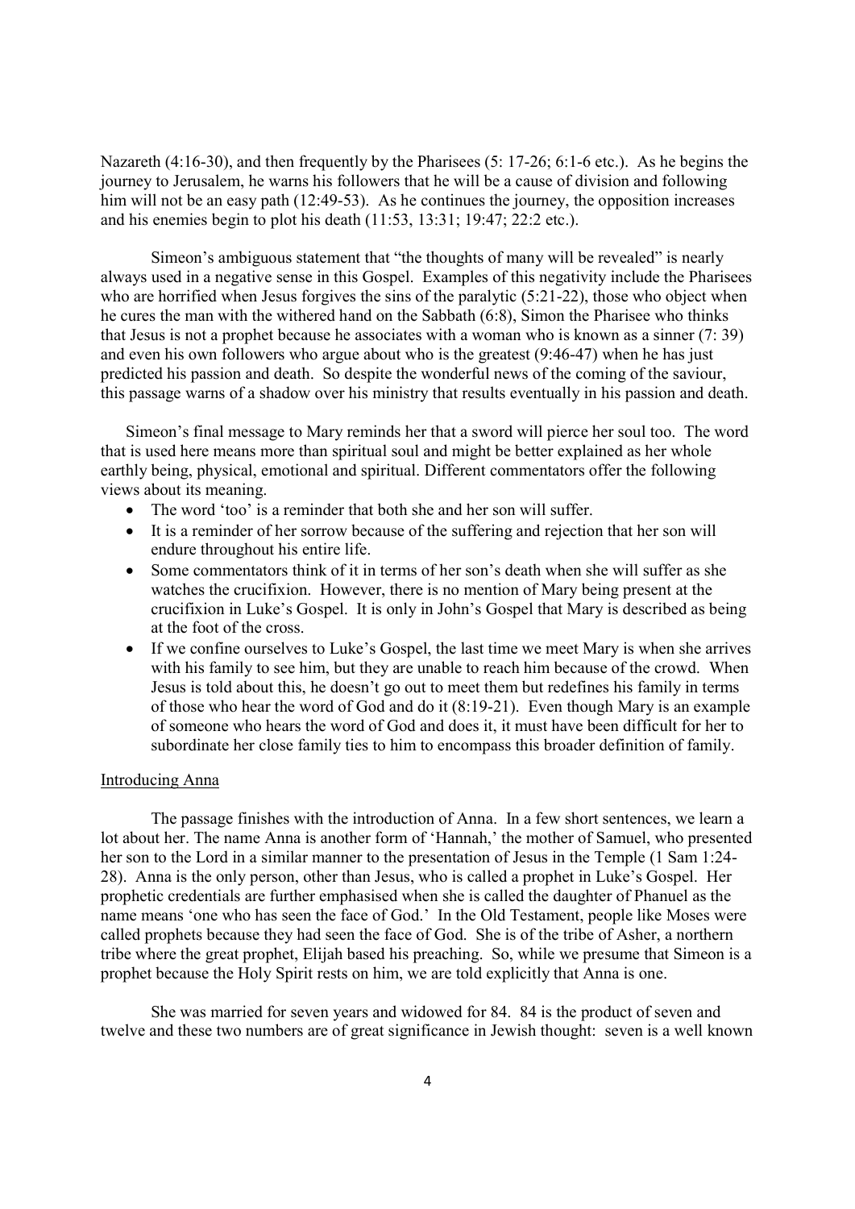Nazareth (4:16-30), and then frequently by the Pharisees (5: 17-26; 6:1-6 etc.). As he begins the journey to Jerusalem, he warns his followers that he will be a cause of division and following him will not be an easy path (12:49-53). As he continues the journey, the opposition increases and his enemies begin to plot his death (11:53, 13:31; 19:47; 22:2 etc.).

Simeon's ambiguous statement that "the thoughts of many will be revealed" is nearly always used in a negative sense in this Gospel. Examples of this negativity include the Pharisees who are horrified when Jesus forgives the sins of the paralytic (5:21-22), those who object when he cures the man with the withered hand on the Sabbath (6:8), Simon the Pharisee who thinks that Jesus is not a prophet because he associates with a woman who is known as a sinner (7: 39) and even his own followers who argue about who is the greatest (9:46-47) when he has just predicted his passion and death. So despite the wonderful news of the coming of the saviour, this passage warns of a shadow over his ministry that results eventually in his passion and death.

Simeon's final message to Mary reminds her that a sword will pierce her soul too. The word that is used here means more than spiritual soul and might be better explained as her whole earthly being, physical, emotional and spiritual. Different commentators offer the following views about its meaning.

- The word 'too' is a reminder that both she and her son will suffer.
- It is a reminder of her sorrow because of the suffering and rejection that her son will endure throughout his entire life.
- Some commentators think of it in terms of her son's death when she will suffer as she watches the crucifixion. However, there is no mention of Mary being present at the crucifixion in Luke's Gospel. It is only in John's Gospel that Mary is described as being at the foot of the cross.
- If we confine ourselves to Luke's Gospel, the last time we meet Mary is when she arrives with his family to see him, but they are unable to reach him because of the crowd. When Jesus is told about this, he doesn't go out to meet them but redefines his family in terms of those who hear the word of God and do it (8:19-21). Even though Mary is an example of someone who hears the word of God and does it, it must have been difficult for her to subordinate her close family ties to him to encompass this broader definition of family.

Introducing Anna

The passage finishes with the introduction of Anna. In a few short sentences, we learn a lot about her. The name Anna is another form of 'Hannah,' the mother of Samuel, who presented her son to the Lord in a similar manner to the presentation of Jesus in the Temple (1 Sam 1:24-28). Anna is the only person, other than Jesus, who is called a prophet in Luke's Gospel. Her prophetic credentials are further emphasised when she is called the daughter of Phanuel as the name means 'one who has seen the face of God.' In the Old Testament, people like Moses were called prophets because they had seen the face of God. She is of the tribe of Asher, a northern tribe where the great prophet, Elijah based his preaching. So, while we presume that Simeon is a prophet because the Holy Spirit rests on him, we are told explicitly that Anna is one.

She was married for seven years and widowed for 84. 84 is the product of seven and twelve and these two numbers are of great significance in Jewish thought: seven is a well known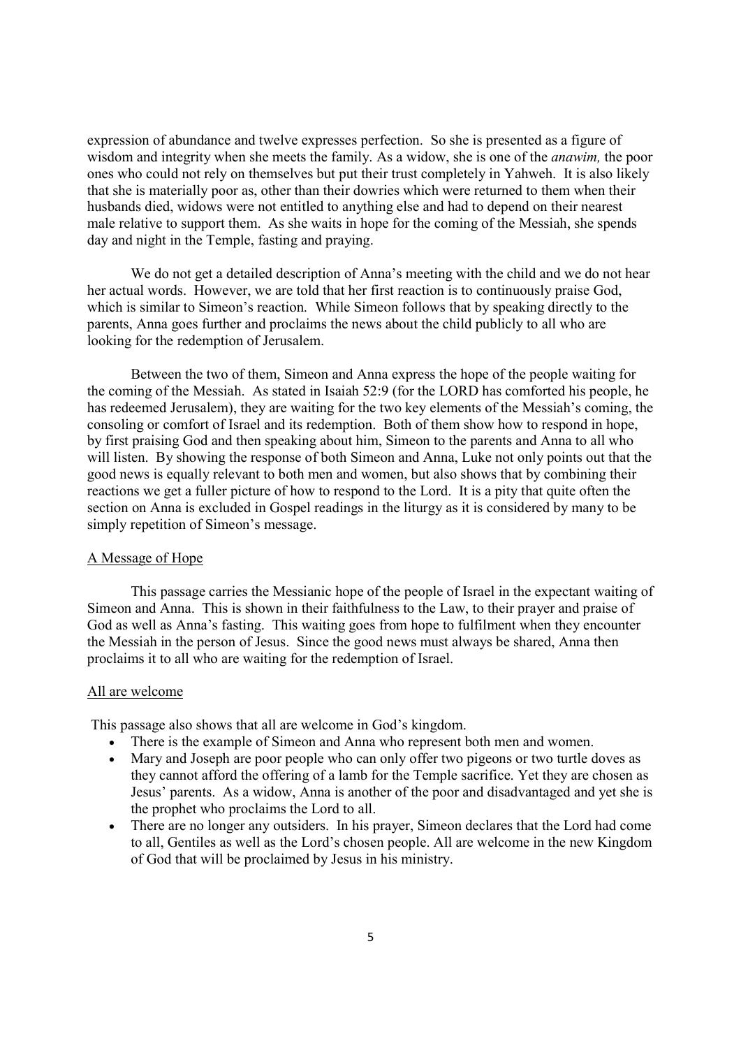expression of abundance and twelve expresses perfection. So she is presented as a figure of wisdom and integrity when she meets the family. As a widow, she is one of the *anawim,* the poor ones who could not rely on themselves but put their trust completely in Yahweh. It is also likely that she is materially poor as, other than their dowries which were returned to them when their husbands died, widows were not entitled to anything else and had to depend on their nearest male relative to support them. As she waits in hope for the coming of the Messiah, she spends day and night in the Temple, fasting and praying.

We do not get a detailed description of Anna's meeting with the child and we do not hear her actual words. However, we are told that her first reaction is to continuously praise God, which is similar to Simeon's reaction. While Simeon follows that by speaking directly to the parents, Anna goes further and proclaims the news about the child publicly to all who are looking for the redemption of Jerusalem.

Between the two of them, Simeon and Anna express the hope of the people waiting for the coming of the Messiah. As stated in Isaiah 52:9 (for the LORD has comforted his people, he has redeemed Jerusalem), they are waiting for the two key elements of the Messiah's coming, the consoling or comfort of Israel and its redemption. Both of them show how to respond in hope, by first praising God and then speaking about him, Simeon to the parents and Anna to all who will listen. By showing the response of both Simeon and Anna, Luke not only points out that the good news is equally relevant to both men and women, but also shows that by combining their reactions we get a fuller picture of how to respond to the Lord. It is a pity that quite often the section on Anna is excluded in Gospel readings in the liturgy as it is considered by many to be simply repetition of Simeon's message.

## A Message of Hope

This passage carries the Messianic hope of the people of Israel in the expectant waiting of Simeon and Anna. This is shown in their faithfulness to the Law, to their prayer and praise of God as well as Anna's fasting. This waiting goes from hope to fulfilment when they encounter the Messiah in the person of Jesus. Since the good news must always be shared, Anna then proclaims it to all who are waiting for the redemption of Israel.

## All are welcome

This passage also shows that all are welcome in God's kingdom.

- There is the example of Simeon and Anna who represent both men and women.
- Mary and Joseph are poor people who can only offer two pigeons or two turtle doves as they cannot afford the offering of a lamb for the Temple sacrifice. Yet they are chosen as Jesus' parents. As a widow, Anna is another of the poor and disadvantaged and yet she is the prophet who proclaims the Lord to all.
- There are no longer any outsiders. In his prayer, Simeon declares that the Lord had come to all, Gentiles as well as the Lord's chosen people. All are welcome in the new Kingdom of God that will be proclaimed by Jesus in his ministry.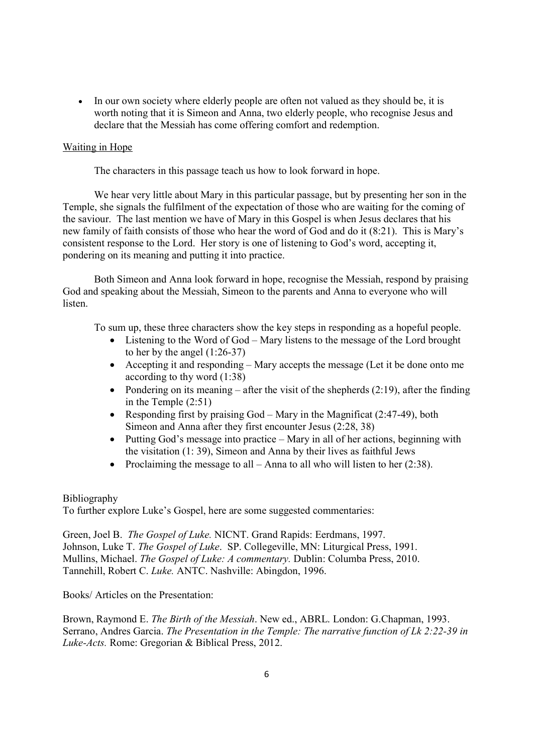- In our own society where elderly people are often not valued as they should be, it is worth noting that it is Simeon and Anna, two elderly people, who recognise Jesus and declare that the Messiah has come offering comfort and redemption.

## Waiting in Hope

The characters in this passage teach us how to look forward in hope.

We hear very little about Mary in this particular passage, but by presenting her son in the Temple, she signals the fulfilment of the expectation of those who are waiting for the coming of the saviour. The last mention we have of Mary in this Gospel is when Jesus declares that his new family of faith consists of those who hear the word of God and do it (8:21). This is Mary's consistent response to the Lord. Her story is one of listening to God's word, accepting it, pondering on its meaning and putting it into practice.

Both Simeon and Anna look forward in hope, recognise the Messiah, respond by praising God and speaking about the Messiah, Simeon to the parents and Anna to everyone who will listen.

To sum up, these three characters show the key steps in responding as a hopeful people.

- Listening to the Word of God – Mary listens to the message of the Lord brought to her by the angel (1:26-37)
- Accepting it and responding – Mary accepts the message (Let it be done onto me according to thy word (1:38)
- Pondering on its meaning – after the visit of the shepherds (2:19), after the finding in the Temple (2:51)
- Responding first by praising God – Mary in the Magnificat (2:47-49), both Simeon and Anna after they first encounter Jesus (2:28, 38)
- Putting God's message into practice – Mary in all of her actions, beginning with the visitation (1: 39), Simeon and Anna by their lives as faithful Jews
- Proclaiming the message to all – Anna to all who will listen to her (2:38).

Bibliography

To further explore Luke's Gospel, here are some suggested commentaries:

Green, Joel B. *The Gospel of Luke.* NICNT. Grand Rapids: Eerdmans, 1997.
Johnson, Luke T. *The Gospel of Luke*. SP. Collegeville, MN: Liturgical Press, 1991.
Mullins, Michael. *The Gospel of Luke: A commentary.* Dublin: Columba Press, 2010.
Tannehill, Robert C. *Luke.* ANTC. Nashville: Abingdon, 1996.

Books/ Articles on the Presentation:

Brown, Raymond E. *The Birth of the Messiah*. New ed., ABRL. London: G.Chapman, 1993.
Serrano, Andres Garcia. *The Presentation in the Temple: The narrative function of Lk 2:22-39 in Luke-Acts.* Rome: Gregorian & Biblical Press, 2012.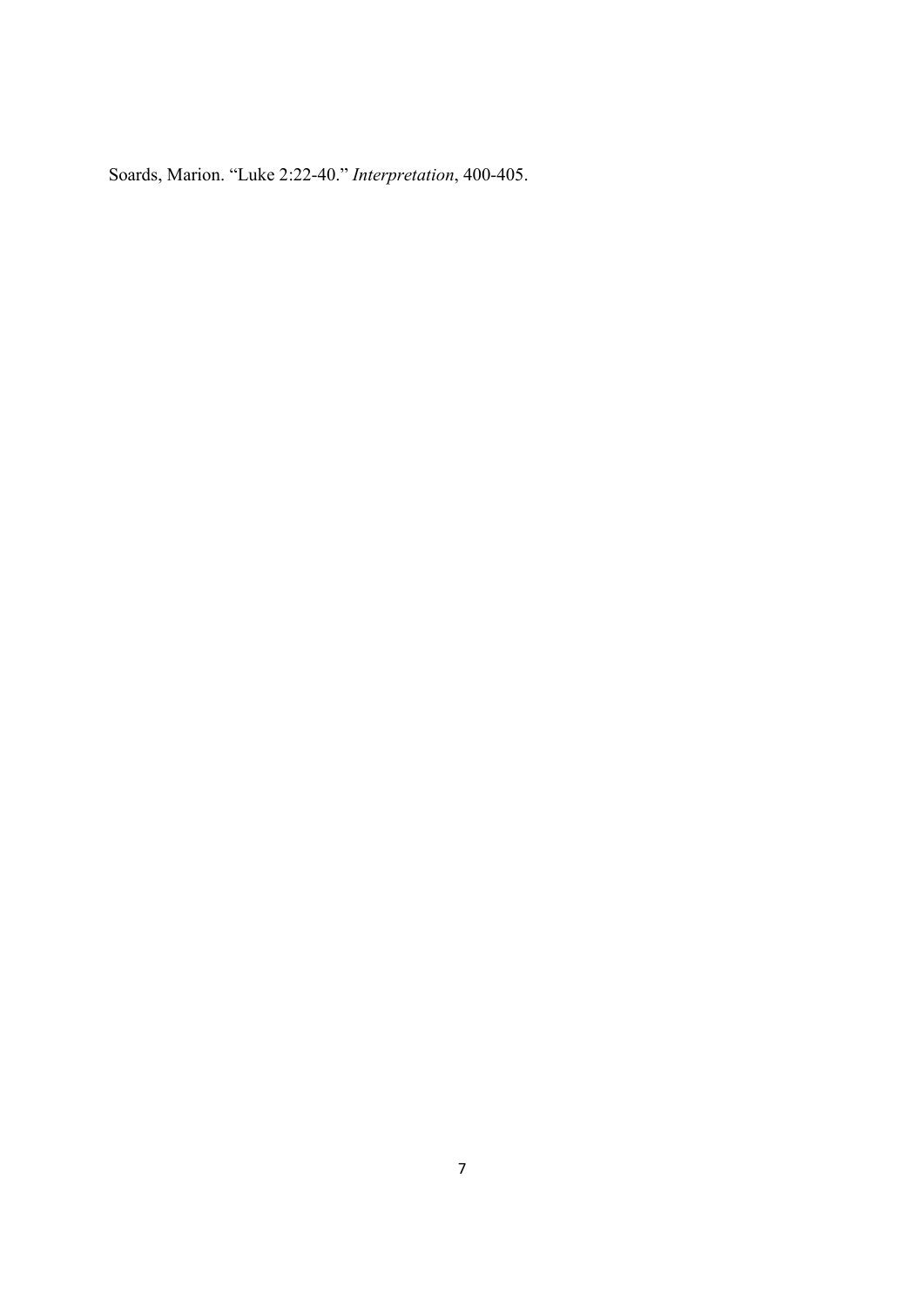Soards, Marion. "Luke 2:22-40." *Interpretation*, 400-405.